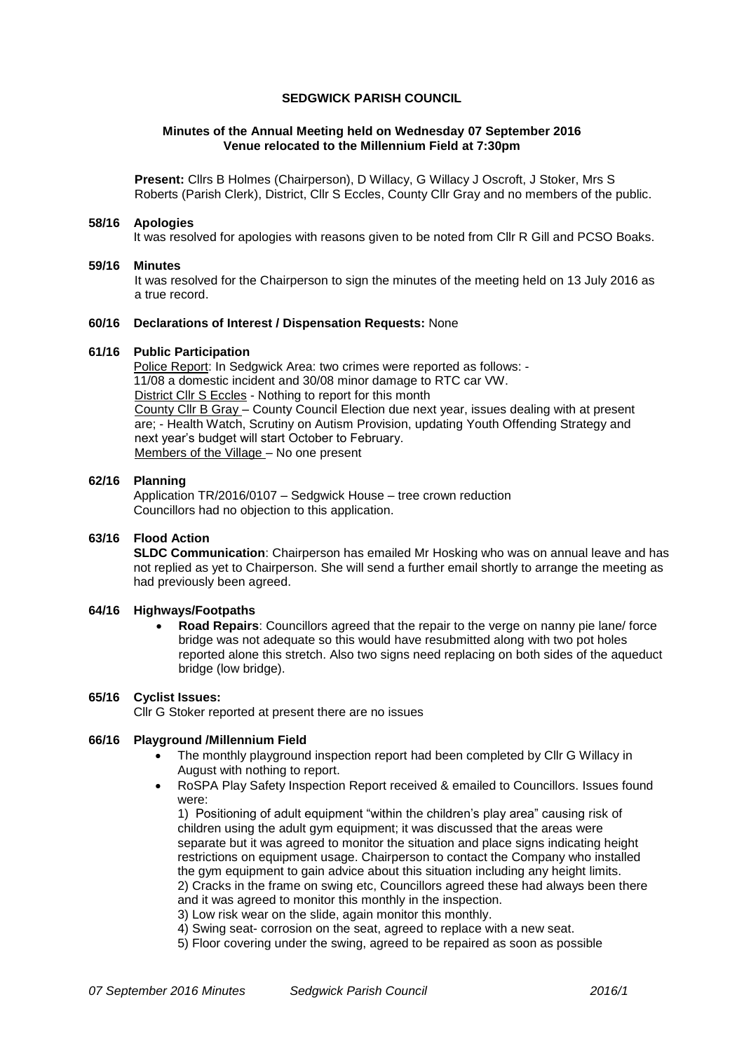**SEDGWICK PARISH COUNCIL**

**Minutes of the Annual Meeting held on Wednesday 07 September 2016**
**Venue relocated to the Millennium Field at 7:30pm**

**Present:** Cllrs B Holmes (Chairperson), D Willacy, G Willacy J Oscroft, J Stoker, Mrs S Roberts (Parish Clerk), District, Cllr S Eccles, County Cllr Gray and no members of the public.

**58/16 Apologies**

It was resolved for apologies with reasons given to be noted from Cllr R Gill and PCSO Boaks.

**59/16 Minutes**

It was resolved for the Chairperson to sign the minutes of the meeting held on 13 July 2016 as a true record.

**60/16 Declarations of Interest / Dispensation Requests:** None

**61/16 Public Participation**

Police Report: In Sedgwick Area: two crimes were reported as follows: -
11/08 a domestic incident and 30/08 minor damage to RTC car VW.
District Cllr S Eccles - Nothing to report for this month
County Cllr B Gray – County Council Election due next year, issues dealing with at present are; - Health Watch, Scrutiny on Autism Provision, updating Youth Offending Strategy and next year's budget will start October to February.
Members of the Village – No one present

**62/16 Planning**

Application TR/2016/0107 – Sedgwick House – tree crown reduction
Councillors had no objection to this application.

**63/16 Flood Action**

**SLDC Communication**: Chairperson has emailed Mr Hosking who was on annual leave and has not replied as yet to Chairperson. She will send a further email shortly to arrange the meeting as had previously been agreed.

**64/16 Highways/Footpaths**

- **Road Repairs**: Councillors agreed that the repair to the verge on nanny pie lane/ force bridge was not adequate so this would have resubmitted along with two pot holes reported alone this stretch. Also two signs need replacing on both sides of the aqueduct bridge (low bridge).

**65/16 Cyclist Issues:**

Cllr G Stoker reported at present there are no issues

**66/16 Playground /Millennium Field**

- The monthly playground inspection report had been completed by Cllr G Willacy in August with nothing to report.
- RoSPA Play Safety Inspection Report received & emailed to Councillors. Issues found were:

  1) Positioning of adult equipment "within the children's play area" causing risk of children using the adult gym equipment; it was discussed that the areas were separate but it was agreed to monitor the situation and place signs indicating height restrictions on equipment usage. Chairperson to contact the Company who installed the gym equipment to gain advice about this situation including any height limits.
  2) Cracks in the frame on swing etc, Councillors agreed these had always been there and it was agreed to monitor this monthly in the inspection.
  3) Low risk wear on the slide, again monitor this monthly.
  4) Swing seat- corrosion on the seat, agreed to replace with a new seat.
  5) Floor covering under the swing, agreed to be repaired as soon as possible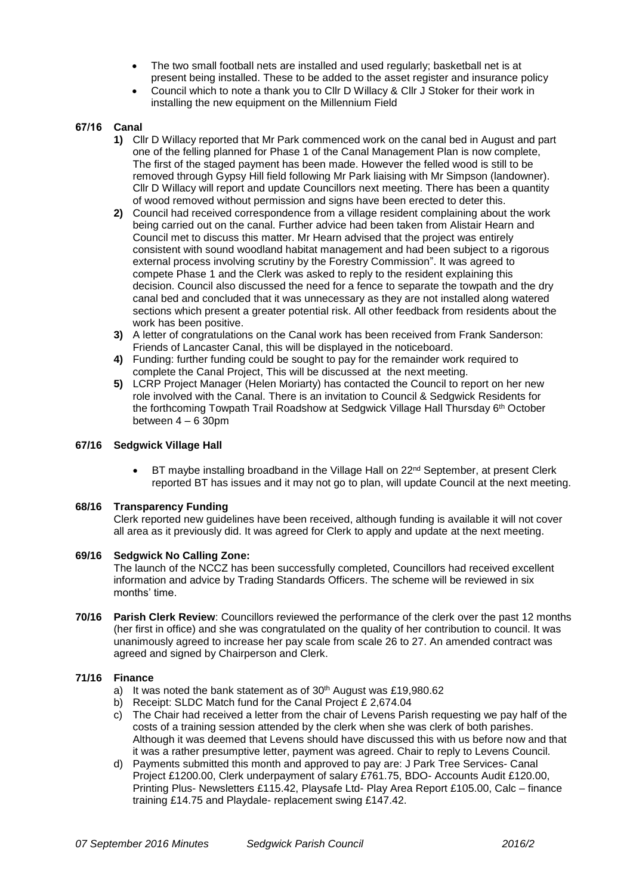- The two small football nets are installed and used regularly; basketball net is at present being installed. These to be added to the asset register and insurance policy
- Council which to note a thank you to Cllr D Willacy & Cllr J Stoker for their work in installing the new equipment on the Millennium Field

**67/16 Canal**

1) Cllr D Willacy reported that Mr Park commenced work on the canal bed in August and part one of the felling planned for Phase 1 of the Canal Management Plan is now complete, The first of the staged payment has been made. However the felled wood is still to be removed through Gypsy Hill field following Mr Park liaising with Mr Simpson (landowner). Cllr D Willacy will report and update Councillors next meeting. There has been a quantity of wood removed without permission and signs have been erected to deter this.
2) Council had received correspondence from a village resident complaining about the work being carried out on the canal. Further advice had been taken from Alistair Hearn and Council met to discuss this matter. Mr Hearn advised that the project was entirely consistent with sound woodland habitat management and had been subject to a rigorous external process involving scrutiny by the Forestry Commission". It was agreed to compete Phase 1 and the Clerk was asked to reply to the resident explaining this decision. Council also discussed the need for a fence to separate the towpath and the dry canal bed and concluded that it was unnecessary as they are not installed along watered sections which present a greater potential risk. All other feedback from residents about the work has been positive.
3) A letter of congratulations on the Canal work has been received from Frank Sanderson: Friends of Lancaster Canal, this will be displayed in the noticeboard.
4) Funding: further funding could be sought to pay for the remainder work required to complete the Canal Project, This will be discussed at the next meeting.
5) LCRP Project Manager (Helen Moriarty) has contacted the Council to report on her new role involved with the Canal. There is an invitation to Council & Sedgwick Residents for the forthcoming Towpath Trail Roadshow at Sedgwick Village Hall Thursday 6th October between 4 – 6 30pm

**67/16 Sedgwick Village Hall**

- BT maybe installing broadband in the Village Hall on 22nd September, at present Clerk reported BT has issues and it may not go to plan, will update Council at the next meeting.

**68/16 Transparency Funding**

Clerk reported new guidelines have been received, although funding is available it will not cover all area as it previously did. It was agreed for Clerk to apply and update at the next meeting.

**69/16 Sedgwick No Calling Zone:**

The launch of the NCCZ has been successfully completed, Councillors had received excellent information and advice by Trading Standards Officers. The scheme will be reviewed in six months' time.

**70/16 Parish Clerk Review**: Councillors reviewed the performance of the clerk over the past 12 months (her first in office) and she was congratulated on the quality of her contribution to council. It was unanimously agreed to increase her pay scale from scale 26 to 27. An amended contract was agreed and signed by Chairperson and Clerk.

**71/16 Finance**

a) It was noted the bank statement as of 30th August was £19,980.62
b) Receipt: SLDC Match fund for the Canal Project £ 2,674.04
c) The Chair had received a letter from the chair of Levens Parish requesting we pay half of the costs of a training session attended by the clerk when she was clerk of both parishes. Although it was deemed that Levens should have discussed this with us before now and that it was a rather presumptive letter, payment was agreed. Chair to reply to Levens Council.
d) Payments submitted this month and approved to pay are: J Park Tree Services- Canal Project £1200.00, Clerk underpayment of salary £761.75, BDO- Accounts Audit £120.00, Printing Plus- Newsletters £115.42, Playsafe Ltd- Play Area Report £105.00, Calc – finance training £14.75 and Playdale- replacement swing £147.42.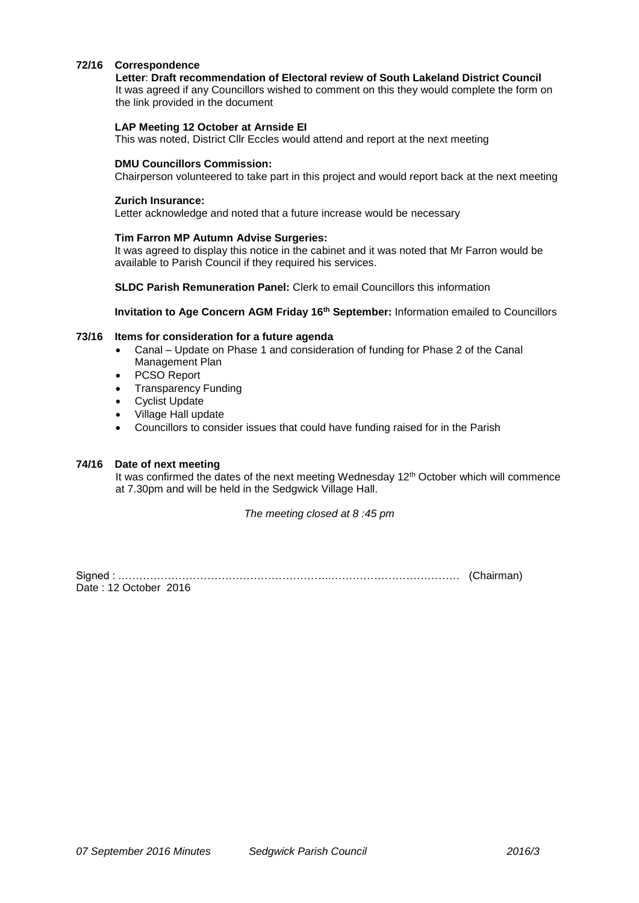**72/16 Correspondence**

**Letter**: **Draft recommendation of Electoral review of South Lakeland District Council**
It was agreed if any Councillors wished to comment on this they would complete the form on the link provided in the document

**LAP Meeting 12 October at Arnside EI**
This was noted, District Cllr Eccles would attend and report at the next meeting

**DMU Councillors Commission:**
Chairperson volunteered to take part in this project and would report back at the next meeting

**Zurich Insurance:**
Letter acknowledge and noted that a future increase would be necessary

**Tim Farron MP Autumn Advise Surgeries:**
It was agreed to display this notice in the cabinet and it was noted that Mr Farron would be available to Parish Council if they required his services.

**SLDC Parish Remuneration Panel:** Clerk to email Councillors this information

**Invitation to Age Concern AGM Friday 16th September:** Information emailed to Councillors

**73/16 Items for consideration for a future agenda**

- Canal – Update on Phase 1 and consideration of funding for Phase 2 of the Canal Management Plan
- PCSO Report
- Transparency Funding
- Cyclist Update
- Village Hall update
- Councillors to consider issues that could have funding raised for in the Parish

**74/16 Date of next meeting**
It was confirmed the dates of the next meeting Wednesday 12th October which will commence at 7.30pm and will be held in the Sedgwick Village Hall.

*The meeting closed at 8 :45 pm*

Signed : ……………………………………………………..……………………………… (Chairman)
Date : 12 October 2016